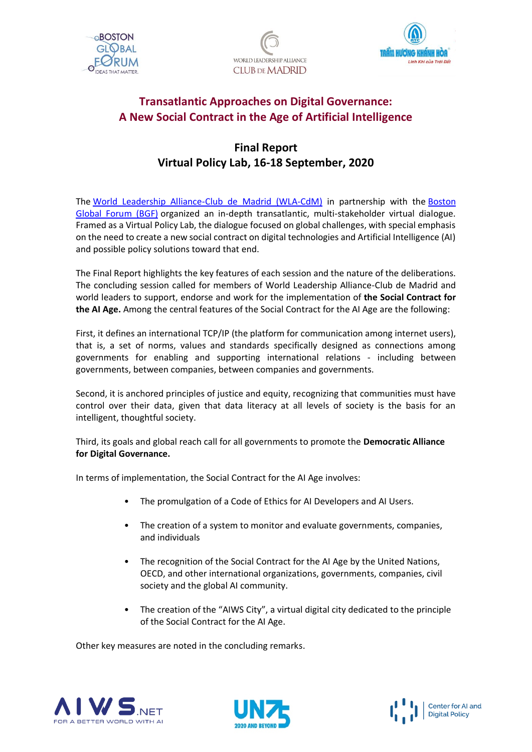# Transatlantic Approaches on Digital Governance: A New Social Contract in the Age of Artificial Intelligence

## Final Report
## Virtual Policy Lab, 16-18 September, 2020

The World Leadership Alliance-Club de Madrid (WLA-CdM) in partnership with the Boston Global Forum (BGF) organized an in-depth transatlantic, multi-stakeholder virtual dialogue. Framed as a Virtual Policy Lab, the dialogue focused on global challenges, with special emphasis on the need to create a new social contract on digital technologies and Artificial Intelligence (AI) and possible policy solutions toward that end.

The Final Report highlights the key features of each session and the nature of the deliberations. The concluding session called for members of World Leadership Alliance-Club de Madrid and world leaders to support, endorse and work for the implementation of **the Social Contract for the AI Age.** Among the central features of the Social Contract for the AI Age are the following:

First, it defines an international TCP/IP (the platform for communication among internet users), that is, a set of norms, values and standards specifically designed as connections among governments for enabling and supporting international relations - including between governments, between companies, between companies and governments.

Second, it is anchored principles of justice and equity, recognizing that communities must have control over their data, given that data literacy at all levels of society is the basis for an intelligent, thoughtful society.

Third, its goals and global reach call for all governments to promote the **Democratic Alliance for Digital Governance.**

In terms of implementation, the Social Contract for the AI Age involves:

- The promulgation of a Code of Ethics for AI Developers and AI Users.
- The creation of a system to monitor and evaluate governments, companies, and individuals
- The recognition of the Social Contract for the AI Age by the United Nations, OECD, and other international organizations, governments, companies, civil society and the global AI community.
- The creation of the "AIWS City", a virtual digital city dedicated to the principle of the Social Contract for the AI Age.

Other key measures are noted in the concluding remarks.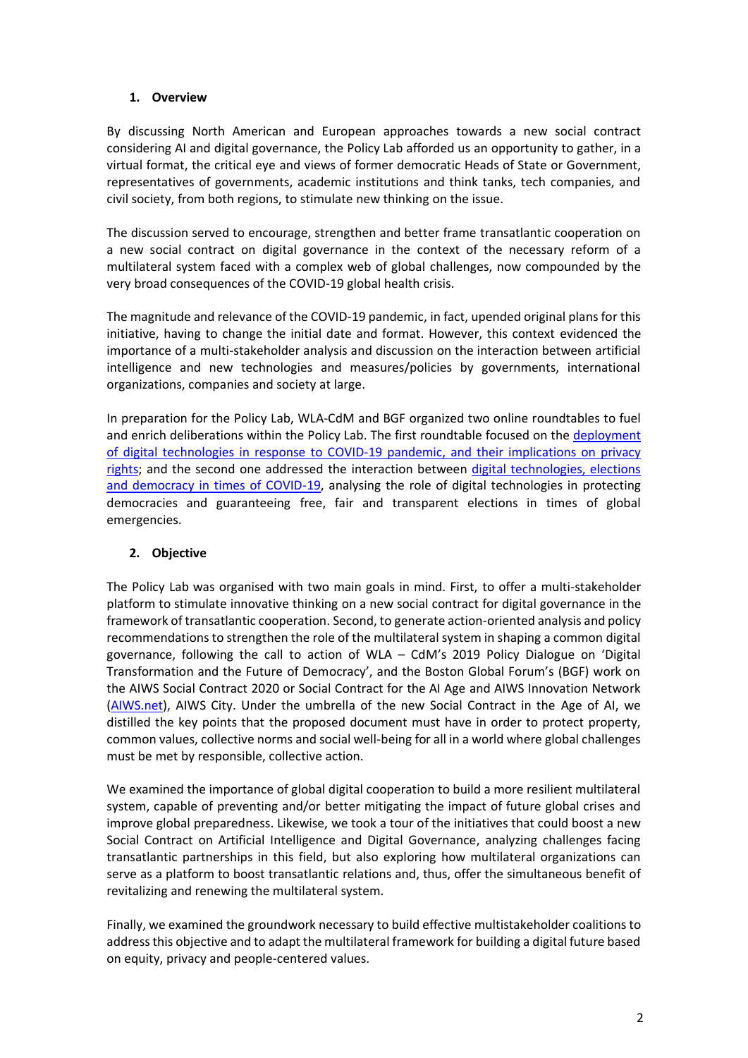## 1. Overview

By discussing North American and European approaches towards a new social contract considering AI and digital governance, the Policy Lab afforded us an opportunity to gather, in a virtual format, the critical eye and views of former democratic Heads of State or Government, representatives of governments, academic institutions and think tanks, tech companies, and civil society, from both regions, to stimulate new thinking on the issue.

The discussion served to encourage, strengthen and better frame transatlantic cooperation on a new social contract on digital governance in the context of the necessary reform of a multilateral system faced with a complex web of global challenges, now compounded by the very broad consequences of the COVID-19 global health crisis.

The magnitude and relevance of the COVID-19 pandemic, in fact, upended original plans for this initiative, having to change the initial date and format. However, this context evidenced the importance of a multi-stakeholder analysis and discussion on the interaction between artificial intelligence and new technologies and measures/policies by governments, international organizations, companies and society at large.

In preparation for the Policy Lab, WLA-CdM and BGF organized two online roundtables to fuel and enrich deliberations within the Policy Lab. The first roundtable focused on the deployment of digital technologies in response to COVID-19 pandemic, and their implications on privacy rights; and the second one addressed the interaction between digital technologies, elections and democracy in times of COVID-19, analysing the role of digital technologies in protecting democracies and guaranteeing free, fair and transparent elections in times of global emergencies.

## 2. Objective

The Policy Lab was organised with two main goals in mind. First, to offer a multi-stakeholder platform to stimulate innovative thinking on a new social contract for digital governance in the framework of transatlantic cooperation. Second, to generate action-oriented analysis and policy recommendations to strengthen the role of the multilateral system in shaping a common digital governance, following the call to action of WLA – CdM's 2019 Policy Dialogue on 'Digital Transformation and the Future of Democracy', and the Boston Global Forum's (BGF) work on the AIWS Social Contract 2020 or Social Contract for the AI Age and AIWS Innovation Network (AIWS.net), AIWS City. Under the umbrella of the new Social Contract in the Age of AI, we distilled the key points that the proposed document must have in order to protect property, common values, collective norms and social well-being for all in a world where global challenges must be met by responsible, collective action.

We examined the importance of global digital cooperation to build a more resilient multilateral system, capable of preventing and/or better mitigating the impact of future global crises and improve global preparedness. Likewise, we took a tour of the initiatives that could boost a new Social Contract on Artificial Intelligence and Digital Governance, analyzing challenges facing transatlantic partnerships in this field, but also exploring how multilateral organizations can serve as a platform to boost transatlantic relations and, thus, offer the simultaneous benefit of revitalizing and renewing the multilateral system.

Finally, we examined the groundwork necessary to build effective multistakeholder coalitions to address this objective and to adapt the multilateral framework for building a digital future based on equity, privacy and people-centered values.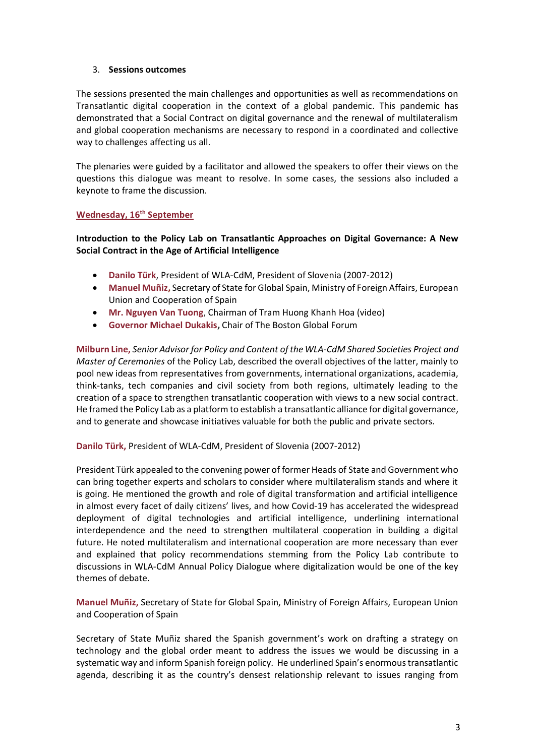3. **Sessions outcomes**

The sessions presented the main challenges and opportunities as well as recommendations on Transatlantic digital cooperation in the context of a global pandemic. This pandemic has demonstrated that a Social Contract on digital governance and the renewal of multilateralism and global cooperation mechanisms are necessary to respond in a coordinated and collective way to challenges affecting us all.

The plenaries were guided by a facilitator and allowed the speakers to offer their views on the questions this dialogue was meant to resolve. In some cases, the sessions also included a keynote to frame the discussion.

**Wednesday, 16th September**

**Introduction to the Policy Lab on Transatlantic Approaches on Digital Governance: A New Social Contract in the Age of Artificial Intelligence**

- **Danilo Türk**, President of WLA-CdM, President of Slovenia (2007-2012)
- **Manuel Muñiz,** Secretary of State for Global Spain, Ministry of Foreign Affairs, European Union and Cooperation of Spain
- **Mr. Nguyen Van Tuong**, Chairman of Tram Huong Khanh Hoa (video)
- **Governor Michael Dukakis,** Chair of The Boston Global Forum

**Milburn Line,** *Senior Advisor for Policy and Content of the WLA-CdM Shared Societies Project and Master of Ceremonies* of the Policy Lab, described the overall objectives of the latter, mainly to pool new ideas from representatives from governments, international organizations, academia, think-tanks, tech companies and civil society from both regions, ultimately leading to the creation of a space to strengthen transatlantic cooperation with views to a new social contract. He framed the Policy Lab as a platform to establish a transatlantic alliance for digital governance, and to generate and showcase initiatives valuable for both the public and private sectors.

**Danilo Türk,** President of WLA-CdM, President of Slovenia (2007-2012)

President Türk appealed to the convening power of former Heads of State and Government who can bring together experts and scholars to consider where multilateralism stands and where it is going. He mentioned the growth and role of digital transformation and artificial intelligence in almost every facet of daily citizens' lives, and how Covid-19 has accelerated the widespread deployment of digital technologies and artificial intelligence, underlining international interdependence and the need to strengthen multilateral cooperation in building a digital future. He noted multilateralism and international cooperation are more necessary than ever and explained that policy recommendations stemming from the Policy Lab contribute to discussions in WLA-CdM Annual Policy Dialogue where digitalization would be one of the key themes of debate.

**Manuel Muñiz,** Secretary of State for Global Spain, Ministry of Foreign Affairs, European Union and Cooperation of Spain

Secretary of State Muñiz shared the Spanish government's work on drafting a strategy on technology and the global order meant to address the issues we would be discussing in a systematic way and inform Spanish foreign policy. He underlined Spain's enormous transatlantic agenda, describing it as the country's densest relationship relevant to issues ranging from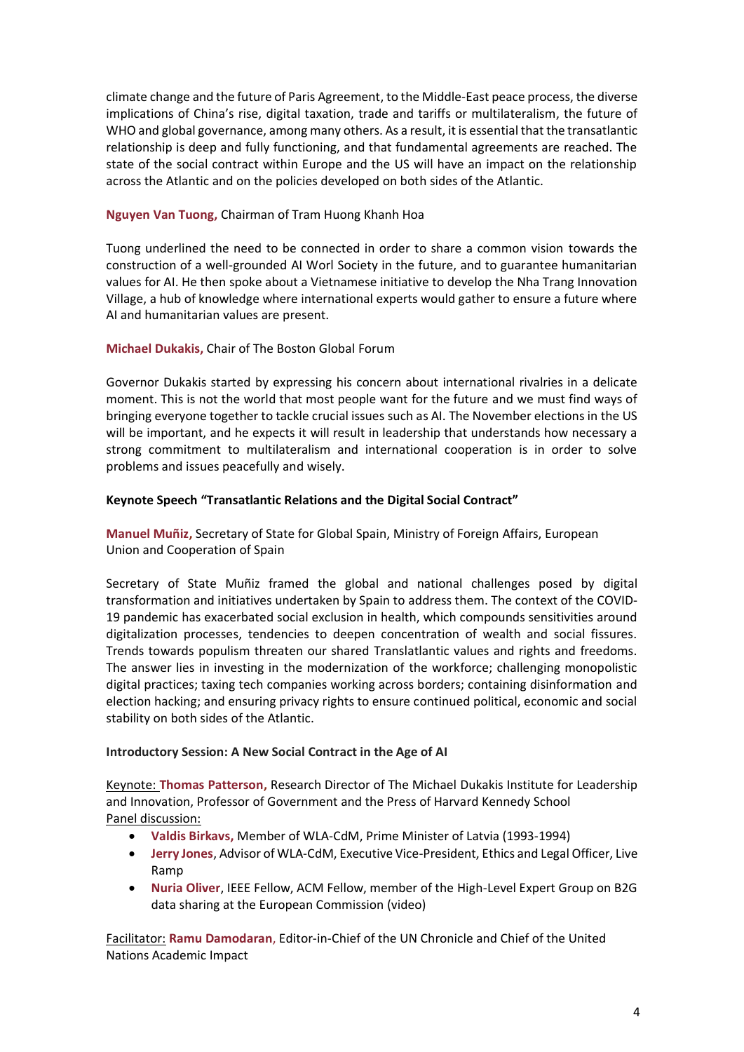climate change and the future of Paris Agreement, to the Middle-East peace process, the diverse implications of China's rise, digital taxation, trade and tariffs or multilateralism, the future of WHO and global governance, among many others. As a result, it is essential that the transatlantic relationship is deep and fully functioning, and that fundamental agreements are reached. The state of the social contract within Europe and the US will have an impact on the relationship across the Atlantic and on the policies developed on both sides of the Atlantic.

**Nguyen Van Tuong,** Chairman of Tram Huong Khanh Hoa

Tuong underlined the need to be connected in order to share a common vision towards the construction of a well-grounded AI Worl Society in the future, and to guarantee humanitarian values for AI. He then spoke about a Vietnamese initiative to develop the Nha Trang Innovation Village, a hub of knowledge where international experts would gather to ensure a future where AI and humanitarian values are present.

**Michael Dukakis,** Chair of The Boston Global Forum

Governor Dukakis started by expressing his concern about international rivalries in a delicate moment. This is not the world that most people want for the future and we must find ways of bringing everyone together to tackle crucial issues such as AI. The November elections in the US will be important, and he expects it will result in leadership that understands how necessary a strong commitment to multilateralism and international cooperation is in order to solve problems and issues peacefully and wisely.

**Keynote Speech "Transatlantic Relations and the Digital Social Contract"**

**Manuel Muñiz,** Secretary of State for Global Spain, Ministry of Foreign Affairs, European Union and Cooperation of Spain

Secretary of State Muñiz framed the global and national challenges posed by digital transformation and initiatives undertaken by Spain to address them. The context of the COVID-19 pandemic has exacerbated social exclusion in health, which compounds sensitivities around digitalization processes, tendencies to deepen concentration of wealth and social fissures. Trends towards populism threaten our shared Translatlantic values and rights and freedoms. The answer lies in investing in the modernization of the workforce; challenging monopolistic digital practices; taxing tech companies working across borders; containing disinformation and election hacking; and ensuring privacy rights to ensure continued political, economic and social stability on both sides of the Atlantic.

**Introductory Session: A New Social Contract in the Age of AI**

Keynote: **Thomas Patterson,** Research Director of The Michael Dukakis Institute for Leadership and Innovation, Professor of Government and the Press of Harvard Kennedy School

Panel discussion:

- **Valdis Birkavs,** Member of WLA-CdM, Prime Minister of Latvia (1993-1994)
- **Jerry Jones**, Advisor of WLA-CdM, Executive Vice-President, Ethics and Legal Officer, Live Ramp
- **Nuria Oliver**, IEEE Fellow, ACM Fellow, member of the High-Level Expert Group on B2G data sharing at the European Commission (video)

Facilitator: **Ramu Damodaran**, Editor-in-Chief of the UN Chronicle and Chief of the United Nations Academic Impact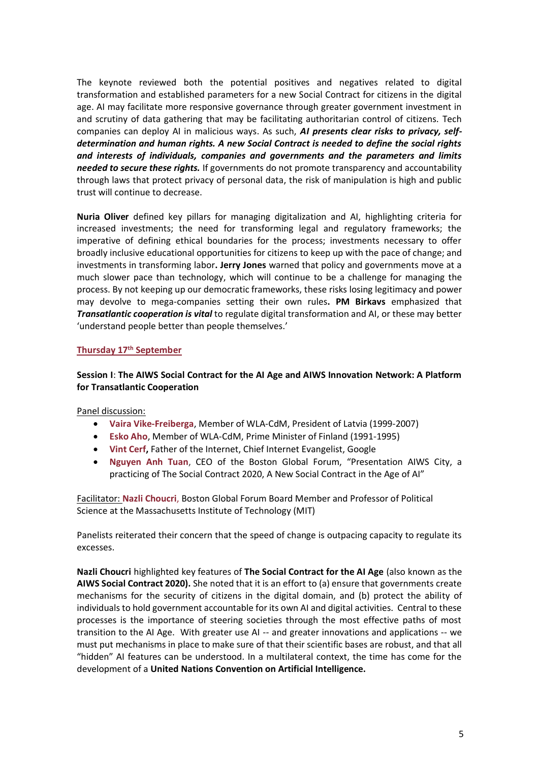The keynote reviewed both the potential positives and negatives related to digital transformation and established parameters for a new Social Contract for citizens in the digital age. AI may facilitate more responsive governance through greater government investment in and scrutiny of data gathering that may be facilitating authoritarian control of citizens. Tech companies can deploy AI in malicious ways. As such, ***AI presents clear risks to privacy, self-determination and human rights. A new Social Contract is needed to define the social rights and interests of individuals, companies and governments and the parameters and limits needed to secure these rights.*** If governments do not promote transparency and accountability through laws that protect privacy of personal data, the risk of manipulation is high and public trust will continue to decrease.

**Nuria Oliver** defined key pillars for managing digitalization and AI, highlighting criteria for increased investments; the need for transforming legal and regulatory frameworks; the imperative of defining ethical boundaries for the process; investments necessary to offer broadly inclusive educational opportunities for citizens to keep up with the pace of change; and investments in transforming labor**. Jerry Jones** warned that policy and governments move at a much slower pace than technology, which will continue to be a challenge for managing the process. By not keeping up our democratic frameworks, these risks losing legitimacy and power may devolve to mega-companies setting their own rules**. PM Birkavs** emphasized that ***Transatlantic cooperation is vital*** to regulate digital transformation and AI, or these may better 'understand people better than people themselves.'

### Thursday 17th September

**Session I**: **The AIWS Social Contract for the AI Age and AIWS Innovation Network: A Platform for Transatlantic Cooperation**

Panel discussion:

- **Vaira Vike-Freiberga**, Member of WLA-CdM, President of Latvia (1999-2007)
- **Esko Aho**, Member of WLA-CdM, Prime Minister of Finland (1991-1995)
- **Vint Cerf,** Father of the Internet, Chief Internet Evangelist, Google
- **Nguyen Anh Tuan**, CEO of the Boston Global Forum, "Presentation AIWS City, a practicing of The Social Contract 2020, A New Social Contract in the Age of AI"

Facilitator: **Nazli Choucri**, Boston Global Forum Board Member and Professor of Political Science at the Massachusetts Institute of Technology (MIT)

Panelists reiterated their concern that the speed of change is outpacing capacity to regulate its excesses.

**Nazli Choucri** highlighted key features of **The Social Contract for the AI Age** (also known as the **AIWS Social Contract 2020).** She noted that it is an effort to (a) ensure that governments create mechanisms for the security of citizens in the digital domain, and (b) protect the ability of individuals to hold government accountable for its own AI and digital activities. Central to these processes is the importance of steering societies through the most effective paths of most transition to the AI Age. With greater use AI -- and greater innovations and applications -- we must put mechanisms in place to make sure of that their scientific bases are robust, and that all "hidden" AI features can be understood. In a multilateral context, the time has come for the development of a **United Nations Convention on Artificial Intelligence.**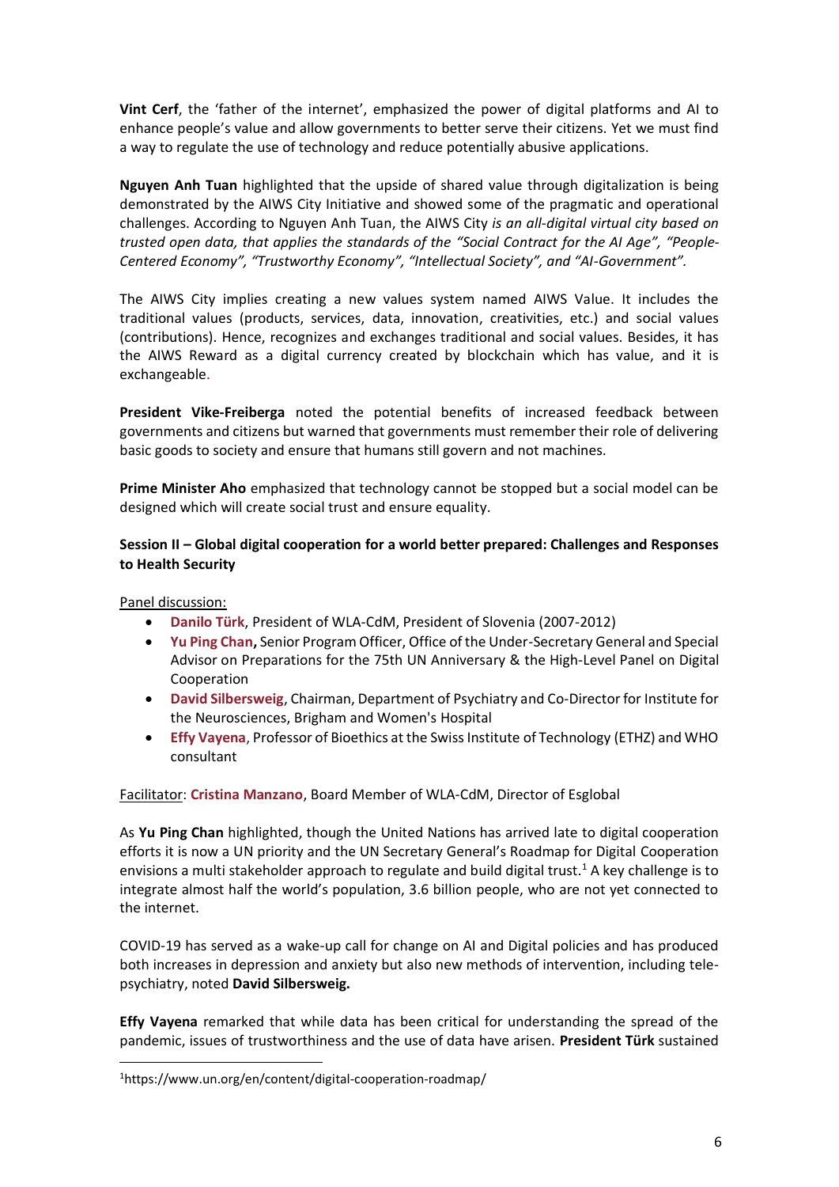**Vint Cerf**, the 'father of the internet', emphasized the power of digital platforms and AI to enhance people's value and allow governments to better serve their citizens. Yet we must find a way to regulate the use of technology and reduce potentially abusive applications.

**Nguyen Anh Tuan** highlighted that the upside of shared value through digitalization is being demonstrated by the AIWS City Initiative and showed some of the pragmatic and operational challenges. According to Nguyen Anh Tuan, the AIWS City *is an all-digital virtual city based on trusted open data, that applies the standards of the "Social Contract for the AI Age", "People-Centered Economy", "Trustworthy Economy", "Intellectual Society", and "AI-Government".*

The AIWS City implies creating a new values system named AIWS Value. It includes the traditional values (products, services, data, innovation, creativities, etc.) and social values (contributions). Hence, recognizes and exchanges traditional and social values. Besides, it has the AIWS Reward as a digital currency created by blockchain which has value, and it is exchangeable.

**President Vike-Freiberga** noted the potential benefits of increased feedback between governments and citizens but warned that governments must remember their role of delivering basic goods to society and ensure that humans still govern and not machines.

**Prime Minister Aho** emphasized that technology cannot be stopped but a social model can be designed which will create social trust and ensure equality.

**Session II – Global digital cooperation for a world better prepared: Challenges and Responses to Health Security**

Panel discussion:

- **Danilo Türk**, President of WLA-CdM, President of Slovenia (2007-2012)
- **Yu Ping Chan,** Senior Program Officer, Office of the Under-Secretary General and Special Advisor on Preparations for the 75th UN Anniversary & the High-Level Panel on Digital Cooperation
- **David Silbersweig**, Chairman, Department of Psychiatry and Co-Director for Institute for the Neurosciences, Brigham and Women's Hospital
- **Effy Vayena**, Professor of Bioethics at the Swiss Institute of Technology (ETHZ) and WHO consultant

Facilitator: **Cristina Manzano**, Board Member of WLA-CdM, Director of Esglobal

As **Yu Ping Chan** highlighted, though the United Nations has arrived late to digital cooperation efforts it is now a UN priority and the UN Secretary General's Roadmap for Digital Cooperation envisions a multi stakeholder approach to regulate and build digital trust.[1] A key challenge is to integrate almost half the world's population, 3.6 billion people, who are not yet connected to the internet.

COVID-19 has served as a wake-up call for change on AI and Digital policies and has produced both increases in depression and anxiety but also new methods of intervention, including tele-psychiatry, noted **David Silbersweig.**

**Effy Vayena** remarked that while data has been critical for understanding the spread of the pandemic, issues of trustworthiness and the use of data have arisen. **President Türk** sustained

---

[1] https://www.un.org/en/content/digital-cooperation-roadmap/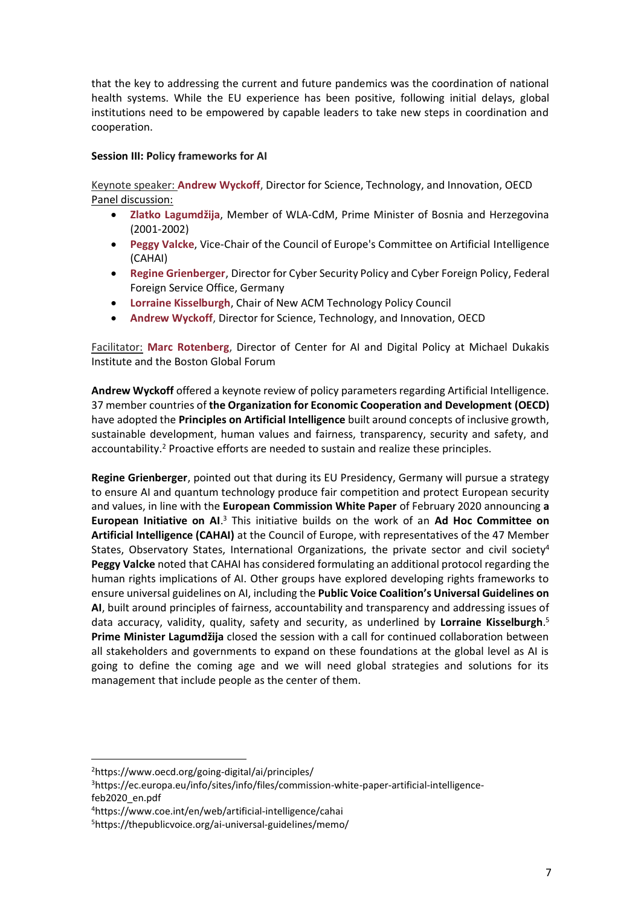that the key to addressing the current and future pandemics was the coordination of national health systems. While the EU experience has been positive, following initial delays, global institutions need to be empowered by capable leaders to take new steps in coordination and cooperation.

**Session III: Policy frameworks for AI**

Keynote speaker: **Andrew Wyckoff**, Director for Science, Technology, and Innovation, OECD
Panel discussion:

- **Zlatko Lagumdžija**, Member of WLA-CdM, Prime Minister of Bosnia and Herzegovina (2001-2002)
- **Peggy Valcke**, Vice-Chair of the Council of Europe's Committee on Artificial Intelligence (CAHAI)
- **Regine Grienberger**, Director for Cyber Security Policy and Cyber Foreign Policy, Federal Foreign Service Office, Germany
- **Lorraine Kisselburgh**, Chair of New ACM Technology Policy Council
- **Andrew Wyckoff**, Director for Science, Technology, and Innovation, OECD

Facilitator: **Marc Rotenberg**, Director of Center for AI and Digital Policy at Michael Dukakis Institute and the Boston Global Forum

**Andrew Wyckoff** offered a keynote review of policy parameters regarding Artificial Intelligence. 37 member countries of **the Organization for Economic Cooperation and Development (OECD)** have adopted the **Principles on Artificial Intelligence** built around concepts of inclusive growth, sustainable development, human values and fairness, transparency, security and safety, and accountability.[2] Proactive efforts are needed to sustain and realize these principles.

**Regine Grienberger**, pointed out that during its EU Presidency, Germany will pursue a strategy to ensure AI and quantum technology produce fair competition and protect European security and values, in line with the **European Commission White Paper** of February 2020 announcing **a European Initiative on AI**.[3] This initiative builds on the work of an **Ad Hoc Committee on Artificial Intelligence (CAHAI)** at the Council of Europe, with representatives of the 47 Member States, Observatory States, International Organizations, the private sector and civil society[4] **Peggy Valcke** noted that CAHAI has considered formulating an additional protocol regarding the human rights implications of AI. Other groups have explored developing rights frameworks to ensure universal guidelines on AI, including the **Public Voice Coalition's Universal Guidelines on AI**, built around principles of fairness, accountability and transparency and addressing issues of data accuracy, validity, quality, safety and security, as underlined by **Lorraine Kisselburgh**.[5] **Prime Minister Lagumdžija** closed the session with a call for continued collaboration between all stakeholders and governments to expand on these foundations at the global level as AI is going to define the coming age and we will need global strategies and solutions for its management that include people as the center of them.

---

[2] https://www.oecd.org/going-digital/ai/principles/

[3] https://ec.europa.eu/info/sites/info/files/commission-white-paper-artificial-intelligence-feb2020_en.pdf

[4] https://www.coe.int/en/web/artificial-intelligence/cahai

[5] https://thepublicvoice.org/ai-universal-guidelines/memo/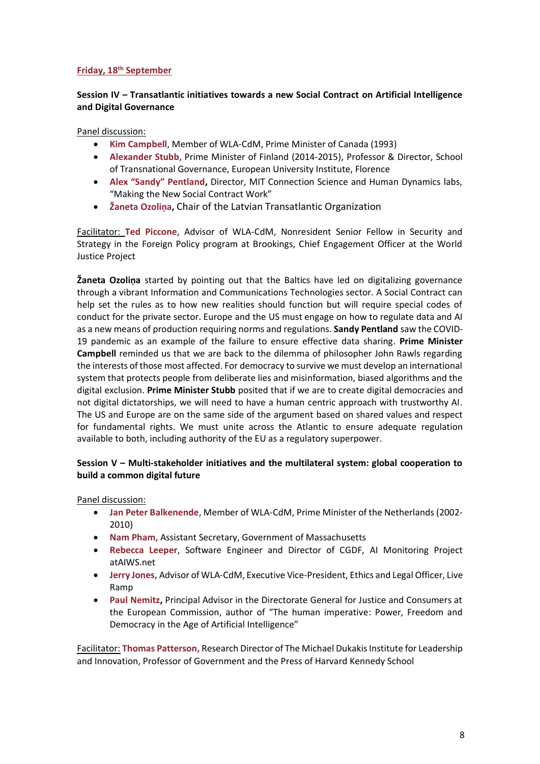**Friday, 18th September**

**Session IV – Transatlantic initiatives towards a new Social Contract on Artificial Intelligence and Digital Governance**

Panel discussion:

- **Kim Campbell**, Member of WLA-CdM, Prime Minister of Canada (1993)
- **Alexander Stubb**, Prime Minister of Finland (2014-2015), Professor & Director, School of Transnational Governance, European University Institute, Florence
- **Alex "Sandy" Pentland**, Director, MIT Connection Science and Human Dynamics labs, "Making the New Social Contract Work"
- **Žaneta Ozoliņa**, Chair of the Latvian Transatlantic Organization

Facilitator: **Ted Piccone**, Advisor of WLA-CdM, Nonresident Senior Fellow in Security and Strategy in the Foreign Policy program at Brookings, Chief Engagement Officer at the World Justice Project

**Žaneta Ozoliņa** started by pointing out that the Baltics have led on digitalizing governance through a vibrant Information and Communications Technologies sector. A Social Contract can help set the rules as to how new realities should function but will require special codes of conduct for the private sector. Europe and the US must engage on how to regulate data and AI as a new means of production requiring norms and regulations. **Sandy Pentland** saw the COVID-19 pandemic as an example of the failure to ensure effective data sharing. **Prime Minister Campbell** reminded us that we are back to the dilemma of philosopher John Rawls regarding the interests of those most affected. For democracy to survive we must develop an international system that protects people from deliberate lies and misinformation, biased algorithms and the digital exclusion. **Prime Minister Stubb** posited that if we are to create digital democracies and not digital dictatorships, we will need to have a human centric approach with trustworthy AI. The US and Europe are on the same side of the argument based on shared values and respect for fundamental rights. We must unite across the Atlantic to ensure adequate regulation available to both, including authority of the EU as a regulatory superpower.

**Session V – Multi-stakeholder initiatives and the multilateral system: global cooperation to build a common digital future**

Panel discussion:

- **Jan Peter Balkenende**, Member of WLA-CdM, Prime Minister of the Netherlands (2002-2010)
- **Nam Pham,** Assistant Secretary, Government of Massachusetts
- **Rebecca Leeper**, Software Engineer and Director of CGDF, AI Monitoring Project atAIWS.net
- **Jerry Jones,** Advisor of WLA-CdM, Executive Vice-President, Ethics and Legal Officer, Live Ramp
- **Paul Nemitz,** Principal Advisor in the Directorate General for Justice and Consumers at the European Commission, author of "The human imperative: Power, Freedom and Democracy in the Age of Artificial Intelligence"

Facilitator: **Thomas Patterson,** Research Director of The Michael Dukakis Institute for Leadership and Innovation, Professor of Government and the Press of Harvard Kennedy School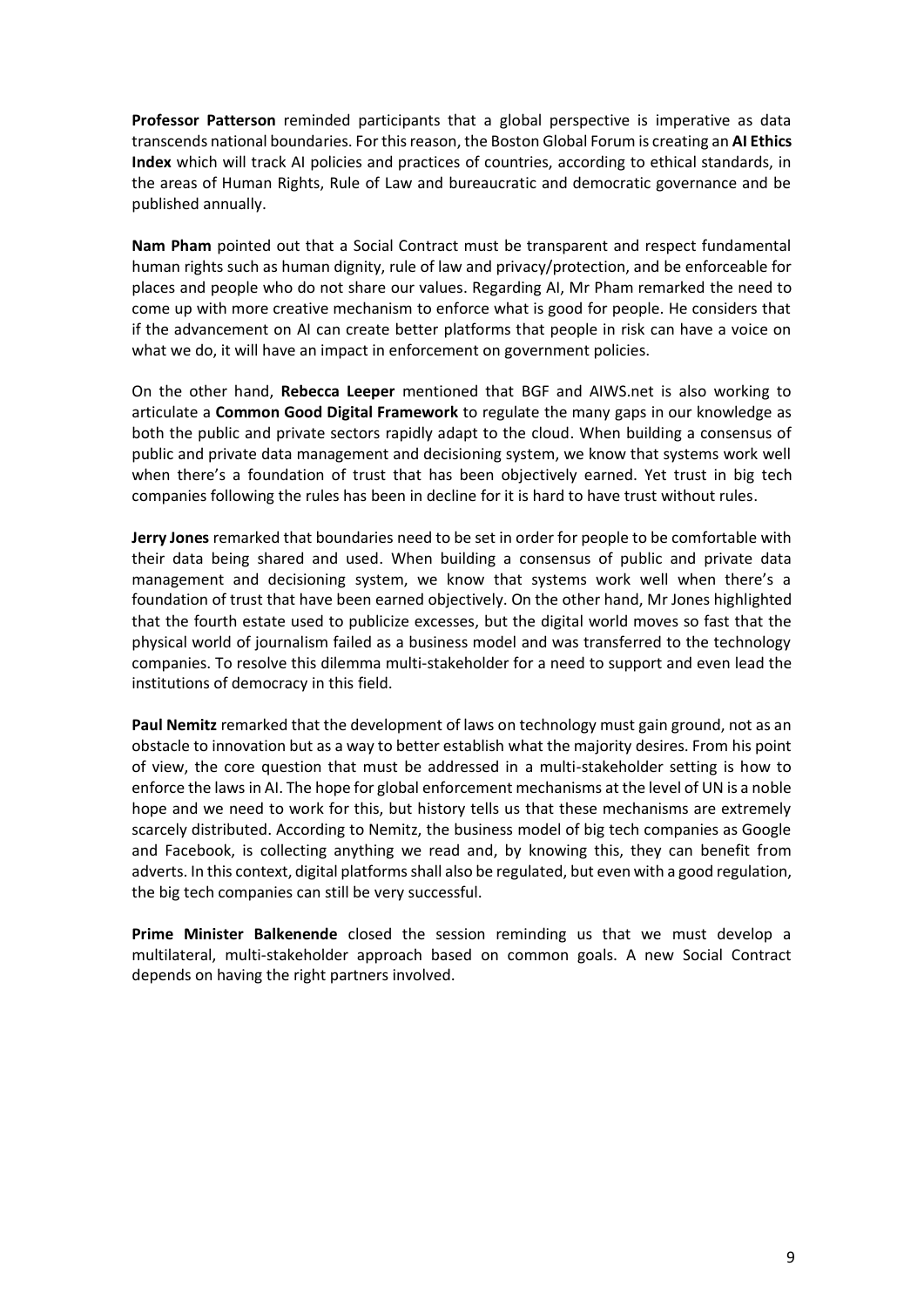**Professor Patterson** reminded participants that a global perspective is imperative as data transcends national boundaries. For this reason, the Boston Global Forum is creating an **AI Ethics Index** which will track AI policies and practices of countries, according to ethical standards, in the areas of Human Rights, Rule of Law and bureaucratic and democratic governance and be published annually.

**Nam Pham** pointed out that a Social Contract must be transparent and respect fundamental human rights such as human dignity, rule of law and privacy/protection, and be enforceable for places and people who do not share our values. Regarding AI, Mr Pham remarked the need to come up with more creative mechanism to enforce what is good for people. He considers that if the advancement on AI can create better platforms that people in risk can have a voice on what we do, it will have an impact in enforcement on government policies.

On the other hand, **Rebecca Leeper** mentioned that BGF and AIWS.net is also working to articulate a **Common Good Digital Framework** to regulate the many gaps in our knowledge as both the public and private sectors rapidly adapt to the cloud. When building a consensus of public and private data management and decisioning system, we know that systems work well when there's a foundation of trust that has been objectively earned. Yet trust in big tech companies following the rules has been in decline for it is hard to have trust without rules.

**Jerry Jones** remarked that boundaries need to be set in order for people to be comfortable with their data being shared and used. When building a consensus of public and private data management and decisioning system, we know that systems work well when there's a foundation of trust that have been earned objectively. On the other hand, Mr Jones highlighted that the fourth estate used to publicize excesses, but the digital world moves so fast that the physical world of journalism failed as a business model and was transferred to the technology companies. To resolve this dilemma multi-stakeholder for a need to support and even lead the institutions of democracy in this field.

**Paul Nemitz** remarked that the development of laws on technology must gain ground, not as an obstacle to innovation but as a way to better establish what the majority desires. From his point of view, the core question that must be addressed in a multi-stakeholder setting is how to enforce the laws in AI. The hope for global enforcement mechanisms at the level of UN is a noble hope and we need to work for this, but history tells us that these mechanisms are extremely scarcely distributed. According to Nemitz, the business model of big tech companies as Google and Facebook, is collecting anything we read and, by knowing this, they can benefit from adverts. In this context, digital platforms shall also be regulated, but even with a good regulation, the big tech companies can still be very successful.

**Prime Minister Balkenende** closed the session reminding us that we must develop a multilateral, multi-stakeholder approach based on common goals. A new Social Contract depends on having the right partners involved.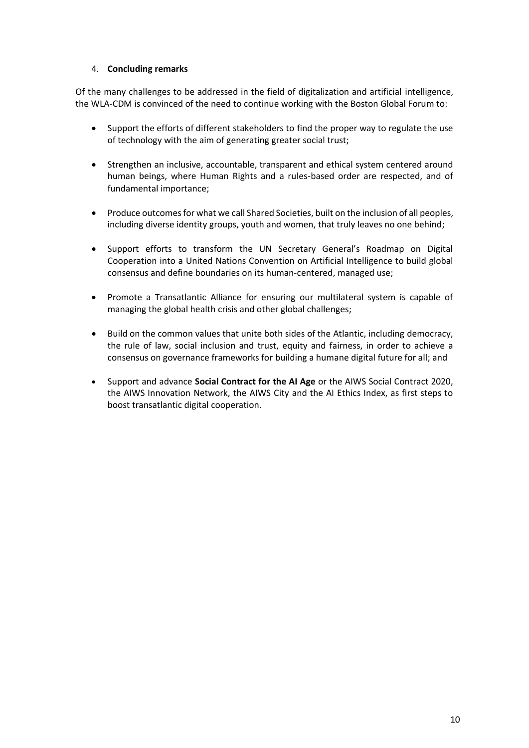## 4. **Concluding remarks**

Of the many challenges to be addressed in the field of digitalization and artificial intelligence, the WLA-CDM is convinced of the need to continue working with the Boston Global Forum to:

- Support the efforts of different stakeholders to find the proper way to regulate the use of technology with the aim of generating greater social trust;
- Strengthen an inclusive, accountable, transparent and ethical system centered around human beings, where Human Rights and a rules-based order are respected, and of fundamental importance;
- Produce outcomes for what we call Shared Societies, built on the inclusion of all peoples, including diverse identity groups, youth and women, that truly leaves no one behind;
- Support efforts to transform the UN Secretary General's Roadmap on Digital Cooperation into a United Nations Convention on Artificial Intelligence to build global consensus and define boundaries on its human-centered, managed use;
- Promote a Transatlantic Alliance for ensuring our multilateral system is capable of managing the global health crisis and other global challenges;
- Build on the common values that unite both sides of the Atlantic, including democracy, the rule of law, social inclusion and trust, equity and fairness, in order to achieve a consensus on governance frameworks for building a humane digital future for all; and
- Support and advance **Social Contract for the AI Age** or the AIWS Social Contract 2020, the AIWS Innovation Network, the AIWS City and the AI Ethics Index, as first steps to boost transatlantic digital cooperation.